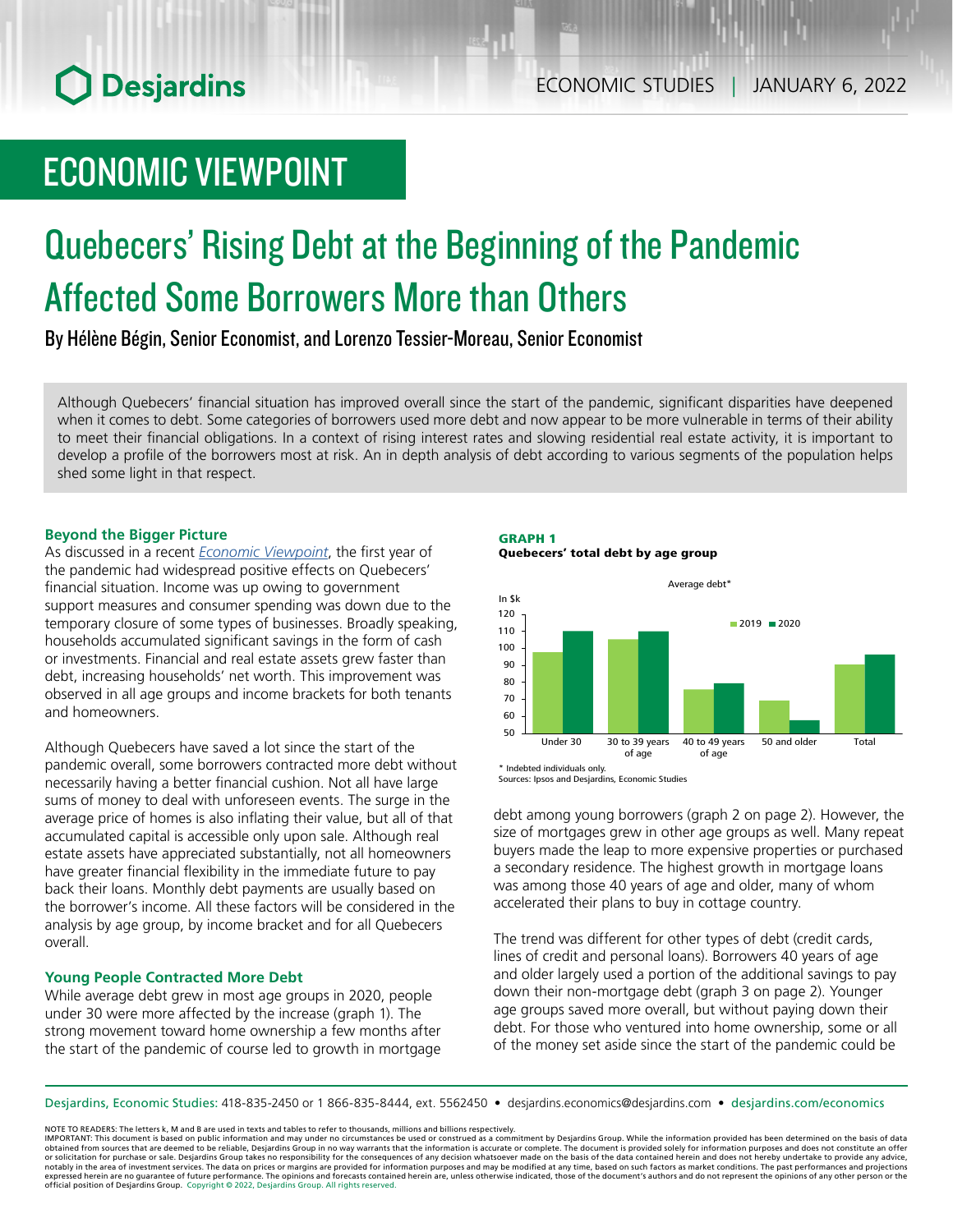# ECONOMIC VIEWPOINT

# Quebecers' Rising Debt at the Beginning of the Pandemic Affected Some Borrowers More than Others

By Hélène Bégin, Senior Economist, and Lorenzo Tessier-Moreau, Senior Economist

Although Quebecers' financial situation has improved overall since the start of the pandemic, significant disparities have deepened when it comes to debt. Some categories of borrowers used more debt and now appear to be more vulnerable in terms of their ability to meet their financial obligations. In a context of rising interest rates and slowing residential real estate activity, it is important to develop a profile of the borrowers most at risk. An in depth analysis of debt according to various segments of the population helps shed some light in that respect.

### Beyond the Bigger Picture

As discussed in a recent *Economic Viewpoint*, the first year of the pandemic had widespread positive effects on Quebecers' financial situation. Income was up owing to government support measures and consumer spending was down due to the temporary closure of some types of businesses. Broadly speaking, households accumulated significant savings in the form of cash or investments. Financial and real estate assets grew faster than debt, increasing households' net worth. This improvement was observed in all age groups and income brackets for both tenants and homeowners.

Although Quebecers have saved a lot since the start of the pandemic overall, some borrowers contracted more debt without necessarily having a better financial cushion. Not all have large sums of money to deal with unforeseen events. The surge in the average price of homes is also inflating their value, but all of that accumulated capital is accessible only upon sale. Although real estate assets have appreciated substantially, not all homeowners have greater financial flexibility in the immediate future to pay back their loans. Monthly debt payments are usually based on the borrower's income. All these factors will be considered in the analysis by age group, by income bracket and for all Quebecers overall.

### Young People Contracted More Debt

While average debt grew in most age groups in 2020, people under 30 were more affected by the increase (graph 1). The strong movement toward home ownership a few months after the start of the pandemic of course led to growth in mortgage debt among young borrowers (graph 2 on page 2). However, the size of mortgages grew in other age groups as well. Many repeat buyers made the leap to more expensive properties or purchased a secondary residence. The highest growth in mortgage loans was among those 40 years of age and older, many of whom accelerated their plans to buy in cottage country.

**GRAPH 1**
**Quebecers' total debt by age group**

Average debt*

In $k

| Age group | 2019 | 2020 |
|---|---|---|
| Under 30 | 98 | 110 |
| 30 to 39 years of age | 105 | 110 |
| 40 to 49 years of age | 76 | 79 |
| 50 and older | 69 | 57 |
| Total | 91 | 96 |

\* Indebted individuals only.
Sources: Ipsos and Desjardins, Economic Studies

The trend was different for other types of debt (credit cards, lines of credit and personal loans). Borrowers 40 years of age and older largely used a portion of the additional savings to pay down their non-mortgage debt (graph 3 on page 2). Younger age groups saved more overall, but without paying down their debt. For those who ventured into home ownership, some or all of the money set aside since the start of the pandemic could be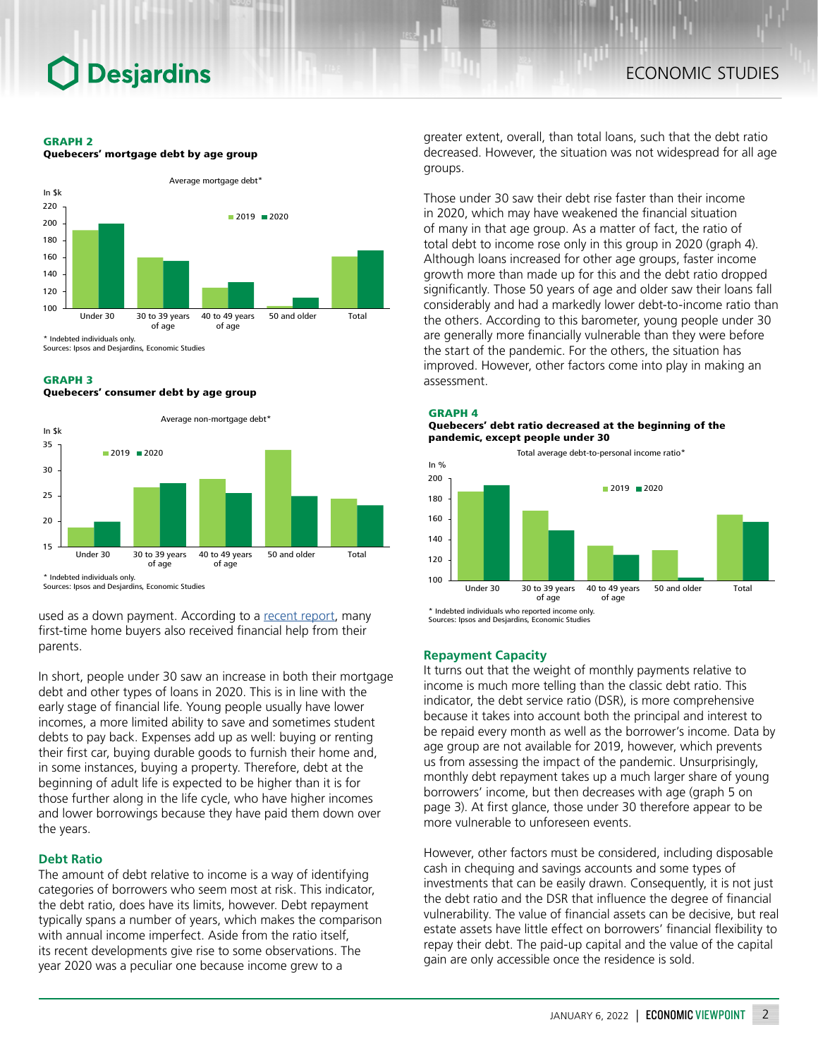**GRAPH 2**
**Quebecers' mortgage debt by age group**

Average mortgage debt*

* Indebted individuals only.
Sources: Ipsos and Desjardins, Economic Studies

**GRAPH 3**
**Quebecers' consumer debt by age group**

Average non-mortgage debt*

* Indebted individuals only.
Sources: Ipsos and Desjardins, Economic Studies

used as a down payment. According to a recent report, many first-time home buyers also received financial help from their parents.

In short, people under 30 saw an increase in both their mortgage debt and other types of loans in 2020. This is in line with the early stage of financial life. Young people usually have lower incomes, a more limited ability to save and sometimes student debts to pay back. Expenses add up as well: buying or renting their first car, buying durable goods to furnish their home and, in some instances, buying a property. Therefore, debt at the beginning of adult life is expected to be higher than it is for those further along in the life cycle, who have higher incomes and lower borrowings because they have paid them down over the years.

### Debt Ratio

The amount of debt relative to income is a way of identifying categories of borrowers who seem most at risk. This indicator, the debt ratio, does have its limits, however. Debt repayment typically spans a number of years, which makes the comparison with annual income imperfect. Aside from the ratio itself, its recent developments give rise to some observations. The year 2020 was a peculiar one because income grew to a greater extent, overall, than total loans, such that the debt ratio decreased. However, the situation was not widespread for all age groups.

Those under 30 saw their debt rise faster than their income in 2020, which may have weakened the financial situation of many in that age group. As a matter of fact, the ratio of total debt to income rose only in this group in 2020 (graph 4). Although loans increased for other age groups, faster income growth more than made up for this and the debt ratio dropped significantly. Those 50 years of age and older saw their loans fall considerably and had a markedly lower debt-to-income ratio than the others. According to this barometer, young people under 30 are generally more financially vulnerable than they were before the start of the pandemic. For the others, the situation has improved. However, other factors come into play in making an assessment.

**GRAPH 4**
**Quebecers' debt ratio decreased at the beginning of the pandemic, except people under 30**

Total average debt-to-personal income ratio*

* Indebted individuals who reported income only.
Sources: Ipsos and Desjardins, Economic Studies

### Repayment Capacity

It turns out that the weight of monthly payments relative to income is much more telling than the classic debt ratio. This indicator, the debt service ratio (DSR), is more comprehensive because it takes into account both the principal and interest to be repaid every month as well as the borrower's income. Data by age group are not available for 2019, however, which prevents us from assessing the impact of the pandemic. Unsurprisingly, monthly debt repayment takes up a much larger share of young borrowers' income, but then decreases with age (graph 5 on page 3). At first glance, those under 30 therefore appear to be more vulnerable to unforeseen events.

However, other factors must be considered, including disposable cash in chequing and savings accounts and some types of investments that can be easily drawn. Consequently, it is not just the debt ratio and the DSR that influence the degree of financial vulnerability. The value of financial assets can be decisive, but real estate assets have little effect on borrowers' financial flexibility to repay their debt. The paid-up capital and the value of the capital gain are only accessible once the residence is sold.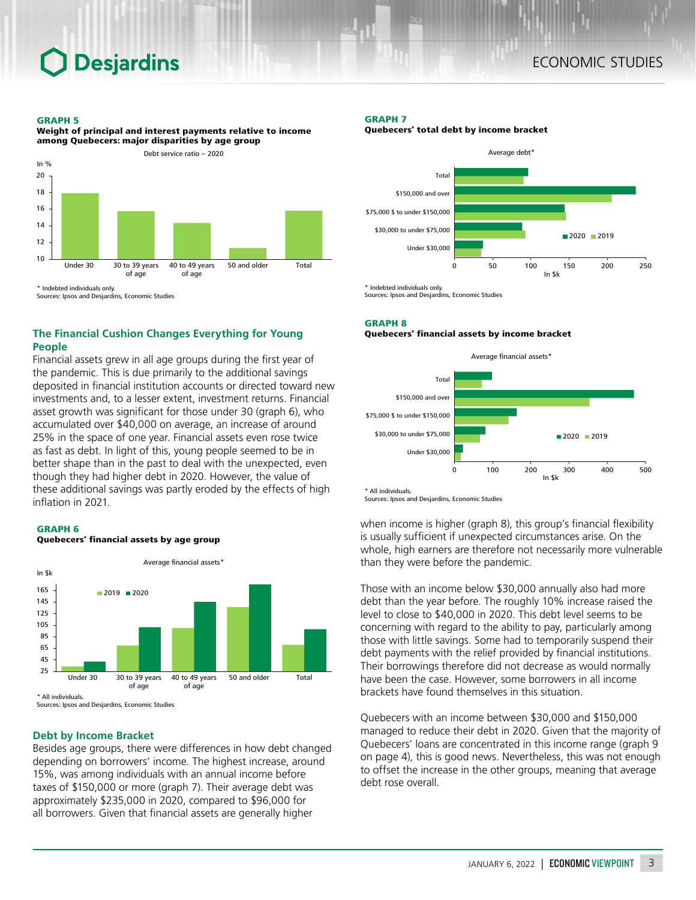**GRAPH 5**
**Weight of principal and interest payments relative to income among Quebecers: major disparities by age group**

Debt service ratio – 2020

\* Indebted individuals only.
Sources: Ipsos and Desjardins, Economic Studies

## The Financial Cushion Changes Everything for Young People

Financial assets grew in all age groups during the first year of the pandemic. This is due primarily to the additional savings deposited in financial institution accounts or directed toward new investments and, to a lesser extent, investment returns. Financial asset growth was significant for those under 30 (graph 6), who accumulated over $40,000 on average, an increase of around 25% in the space of one year. Financial assets even rose twice as fast as debt. In light of this, young people seemed to be in better shape than in the past to deal with the unexpected, even though they had higher debt in 2020. However, the value of these additional savings was partly eroded by the effects of high inflation in 2021.

**GRAPH 6**
**Quebecers' financial assets by age group**

Average financial assets*

\* All individuals.
Sources: Ipsos and Desjardins, Economic Studies

## Debt by Income Bracket

Besides age groups, there were differences in how debt changed depending on borrowers' income. The highest increase, around 15%, was among individuals with an annual income before taxes of $150,000 or more (graph 7). Their average debt was approximately $235,000 in 2020, compared to $96,000 for all borrowers. Given that financial assets are generally higher when income is higher (graph 8), this group's financial flexibility is usually sufficient if unexpected circumstances arise. On the whole, high earners are therefore not necessarily more vulnerable than they were before the pandemic.

Those with an income below $30,000 annually also had more debt than the year before. The roughly 10% increase raised the level to close to $40,000 in 2020. This debt level seems to be concerning with regard to the ability to pay, particularly among those with little savings. Some had to temporarily suspend their debt payments with the relief provided by financial institutions. Their borrowings therefore did not decrease as would normally have been the case. However, some borrowers in all income brackets have found themselves in this situation.

Quebecers with an income between $30,000 and $150,000 managed to reduce their debt in 2020. Given that the majority of Quebecers' loans are concentrated in this income range (graph 9 on page 4), this is good news. Nevertheless, this was not enough to offset the increase in the other groups, meaning that average debt rose overall.

**GRAPH 7**
**Quebecers' total debt by income bracket**

Average debt*

\* Indebted individuals only.
Sources: Ipsos and Desjardins, Economic Studies

**GRAPH 8**
**Quebecers' financial assets by income bracket**

Average financial assets*

\* All individuals.
Sources: Ipsos and Desjardins, Economic Studies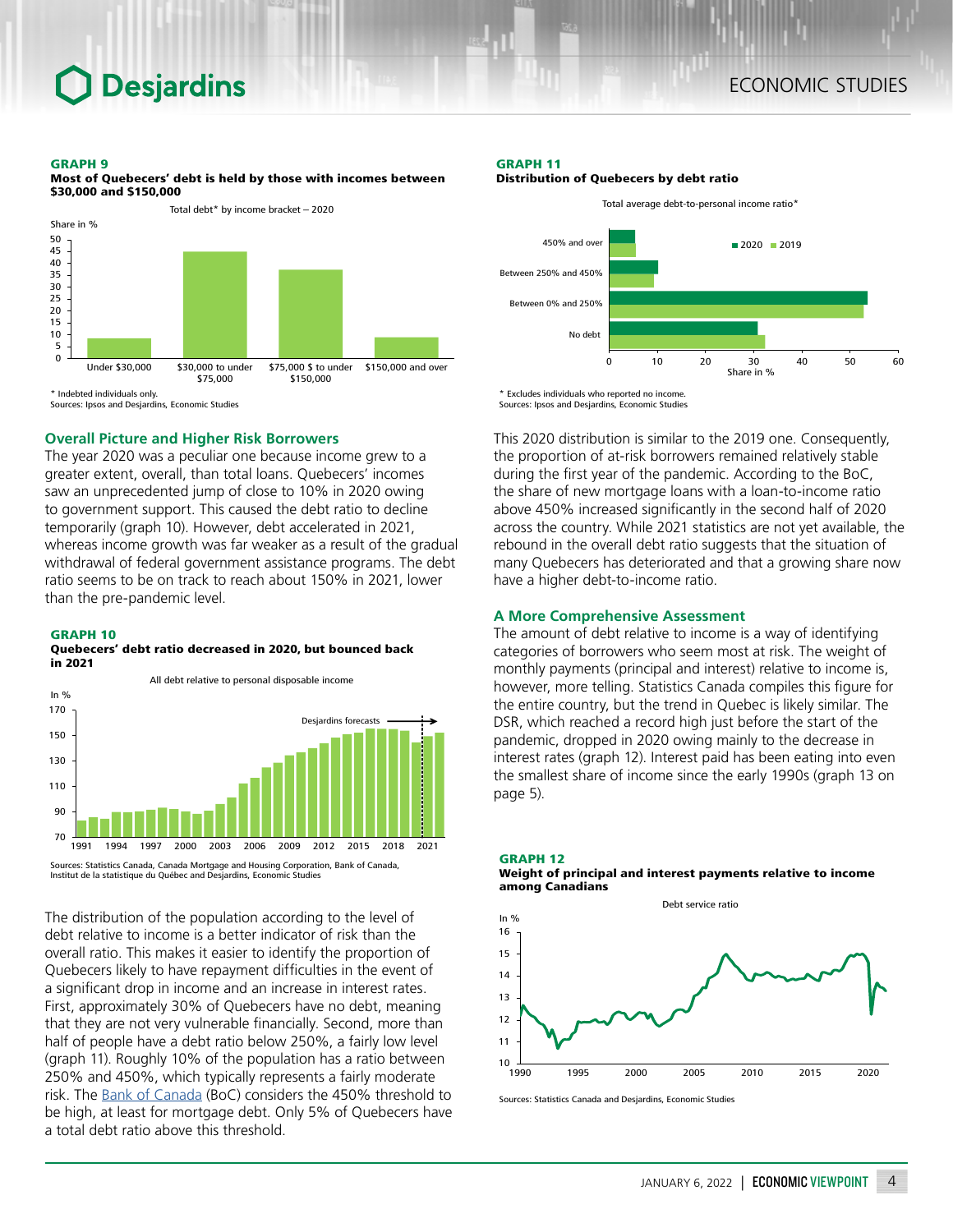**GRAPH 9**
**Most of Quebecers' debt is held by those with incomes between $30,000 and $150,000**

Total debt* by income bracket – 2020

\* Indebted individuals only.
Sources: Ipsos and Desjardins, Economic Studies

## Overall Picture and Higher Risk Borrowers

The year 2020 was a peculiar one because income grew to a greater extent, overall, than total loans. Quebecers' incomes saw an unprecedented jump of close to 10% in 2020 owing to government support. This caused the debt ratio to decline temporarily (graph 10). However, debt accelerated in 2021, whereas income growth was far weaker as a result of the gradual withdrawal of federal government assistance programs. The debt ratio seems to be on track to reach about 150% in 2021, lower than the pre-pandemic level.

**GRAPH 10**
**Quebecers' debt ratio decreased in 2020, but bounced back in 2021**

All debt relative to personal disposable income

Sources: Statistics Canada, Canada Mortgage and Housing Corporation, Bank of Canada, Institut de la statistique du Québec and Desjardins, Economic Studies

The distribution of the population according to the level of debt relative to income is a better indicator of risk than the overall ratio. This makes it easier to identify the proportion of Quebecers likely to have repayment difficulties in the event of a significant drop in income and an increase in interest rates. First, approximately 30% of Quebecers have no debt, meaning that they are not very vulnerable financially. Second, more than half of people have a debt ratio below 250%, a fairly low level (graph 11). Roughly 10% of the population has a ratio between 250% and 450%, which typically represents a fairly moderate risk. The Bank of Canada (BoC) considers the 450% threshold to be high, at least for mortgage debt. Only 5% of Quebecers have a total debt ratio above this threshold.

**GRAPH 11**
**Distribution of Quebecers by debt ratio**

Total average debt-to-personal income ratio*

\* Excludes individuals who reported no income.
Sources: Ipsos and Desjardins, Economic Studies

This 2020 distribution is similar to the 2019 one. Consequently, the proportion of at-risk borrowers remained relatively stable during the first year of the pandemic. According to the BoC, the share of new mortgage loans with a loan-to-income ratio above 450% increased significantly in the second half of 2020 across the country. While 2021 statistics are not yet available, the rebound in the overall debt ratio suggests that the situation of many Quebecers has deteriorated and that a growing share now have a higher debt-to-income ratio.

## A More Comprehensive Assessment

The amount of debt relative to income is a way of identifying categories of borrowers who seem most at risk. The weight of monthly payments (principal and interest) relative to income is, however, more telling. Statistics Canada compiles this figure for the entire country, but the trend in Quebec is likely similar. The DSR, which reached a record high just before the start of the pandemic, dropped in 2020 owing mainly to the decrease in interest rates (graph 12). Interest paid has been eating into even the smallest share of income since the early 1990s (graph 13 on page 5).

**GRAPH 12**
**Weight of principal and interest payments relative to income among Canadians**

Debt service ratio

Sources: Statistics Canada and Desjardins, Economic Studies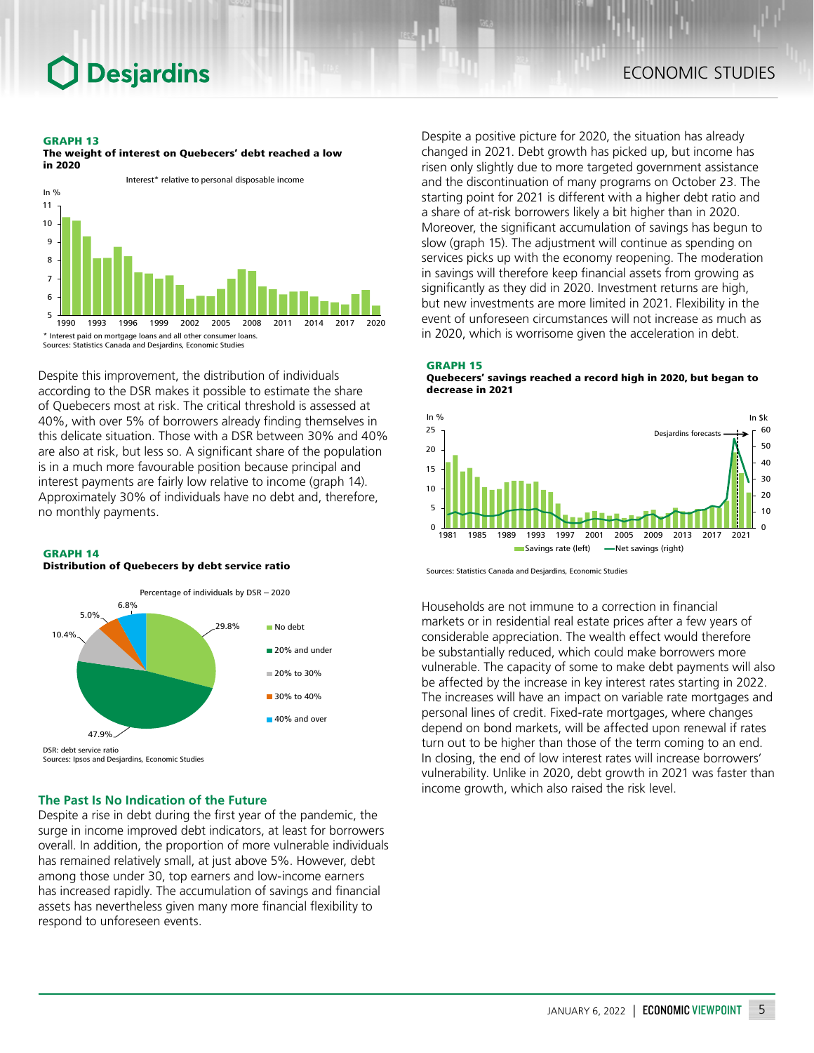**GRAPH 13**
**The weight of interest on Quebecers' debt reached a low in 2020**

Interest* relative to personal disposable income

In %

11
10
9
8
7
6
5

1990 1993 1996 1999 2002 2005 2008 2011 2014 2017 2020

\* Interest paid on mortgage loans and all other consumer loans.
Sources: Statistics Canada and Desjardins, Economic Studies

Despite this improvement, the distribution of individuals according to the DSR makes it possible to estimate the share of Quebecers most at risk. The critical threshold is assessed at 40%, with over 5% of borrowers already finding themselves in this delicate situation. Those with a DSR between 30% and 40% are also at risk, but less so. A significant share of the population is in a much more favourable position because principal and interest payments are fairly low relative to income (graph 14). Approximately 30% of individuals have no debt and, therefore, no monthly payments.

**GRAPH 14**
**Distribution of Quebecers by debt service ratio**

Percentage of individuals by DSR – 2020

29.8%
47.9%
10.4%
5.0%
6.8%

No debt
20% and under
20% to 30%
30% to 40%
40% and over

DSR: debt service ratio
Sources: Ipsos and Desjardins, Economic Studies

## The Past Is No Indication of the Future

Despite a rise in debt during the first year of the pandemic, the surge in income improved debt indicators, at least for borrowers overall. In addition, the proportion of more vulnerable individuals has remained relatively small, at just above 5%. However, debt among those under 30, top earners and low-income earners has increased rapidly. The accumulation of savings and financial assets has nevertheless given many more financial flexibility to respond to unforeseen events.

Despite a positive picture for 2020, the situation has already changed in 2021. Debt growth has picked up, but income has risen only slightly due to more targeted government assistance and the discontinuation of many programs on October 23. The starting point for 2021 is different with a higher debt ratio and a share of at-risk borrowers likely a bit higher than in 2020. Moreover, the significant accumulation of savings has begun to slow (graph 15). The adjustment will continue as spending on services picks up with the economy reopening. The moderation in savings will therefore keep financial assets from growing as significantly as they did in 2020. Investment returns are high, but new investments are more limited in 2021. Flexibility in the event of unforeseen circumstances will not increase as much as in 2020, which is worrisome given the acceleration in debt.

**GRAPH 15**
**Quebecers' savings reached a record high in 2020, but began to decrease in 2021**

In %

25
20
15
10
5
0

In $k

60
50
40
30
20
10
0

Desjardins forecasts

1981 1985 1989 1993 1997 2001 2005 2009 2013 2017 2021

Savings rate (left)
Net savings (right)

Sources: Statistics Canada and Desjardins, Economic Studies

Households are not immune to a correction in financial markets or in residential real estate prices after a few years of considerable appreciation. The wealth effect would therefore be substantially reduced, which could make borrowers more vulnerable. The capacity of some to make debt payments will also be affected by the increase in key interest rates starting in 2022. The increases will have an impact on variable rate mortgages and personal lines of credit. Fixed-rate mortgages, where changes depend on bond markets, will be affected upon renewal if rates turn out to be higher than those of the term coming to an end. In closing, the end of low interest rates will increase borrowers' vulnerability. Unlike in 2020, debt growth in 2021 was faster than income growth, which also raised the risk level.